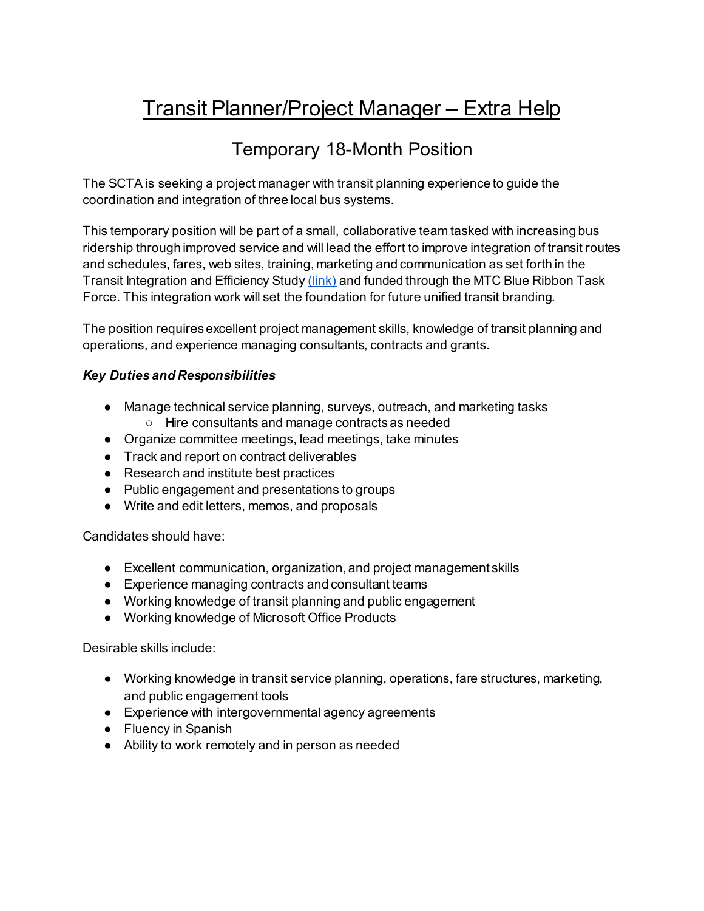# Transit Planner/Project Manager – Extra Help

## Temporary 18-Month Position

The SCTA is seeking a project manager with transit planning experience to guide the coordination and integration of three local bus systems.

This temporary position will be part of a small, collaborative team tasked with increasing bus ridership through improved service and will lead the effort to improve integration of transit routes and schedules, fares, web sites, training, marketing and communication as set forth in the Transit Integration and Efficiency Study (link) and funded through the MTC Blue Ribbon Task Force. This integration work will set the foundation for future unified transit branding.

The position requires excellent project management skills, knowledge of transit planning and operations, and experience managing consultants, contracts and grants.

***Key Duties and Responsibilities***

- Manage technical service planning, surveys, outreach, and marketing tasks
  - Hire consultants and manage contracts as needed
- Organize committee meetings, lead meetings, take minutes
- Track and report on contract deliverables
- Research and institute best practices
- Public engagement and presentations to groups
- Write and edit letters, memos, and proposals

Candidates should have:

- Excellent communication, organization, and project management skills
- Experience managing contracts and consultant teams
- Working knowledge of transit planning and public engagement
- Working knowledge of Microsoft Office Products

Desirable skills include:

- Working knowledge in transit service planning, operations, fare structures, marketing, and public engagement tools
- Experience with intergovernmental agency agreements
- Fluency in Spanish
- Ability to work remotely and in person as needed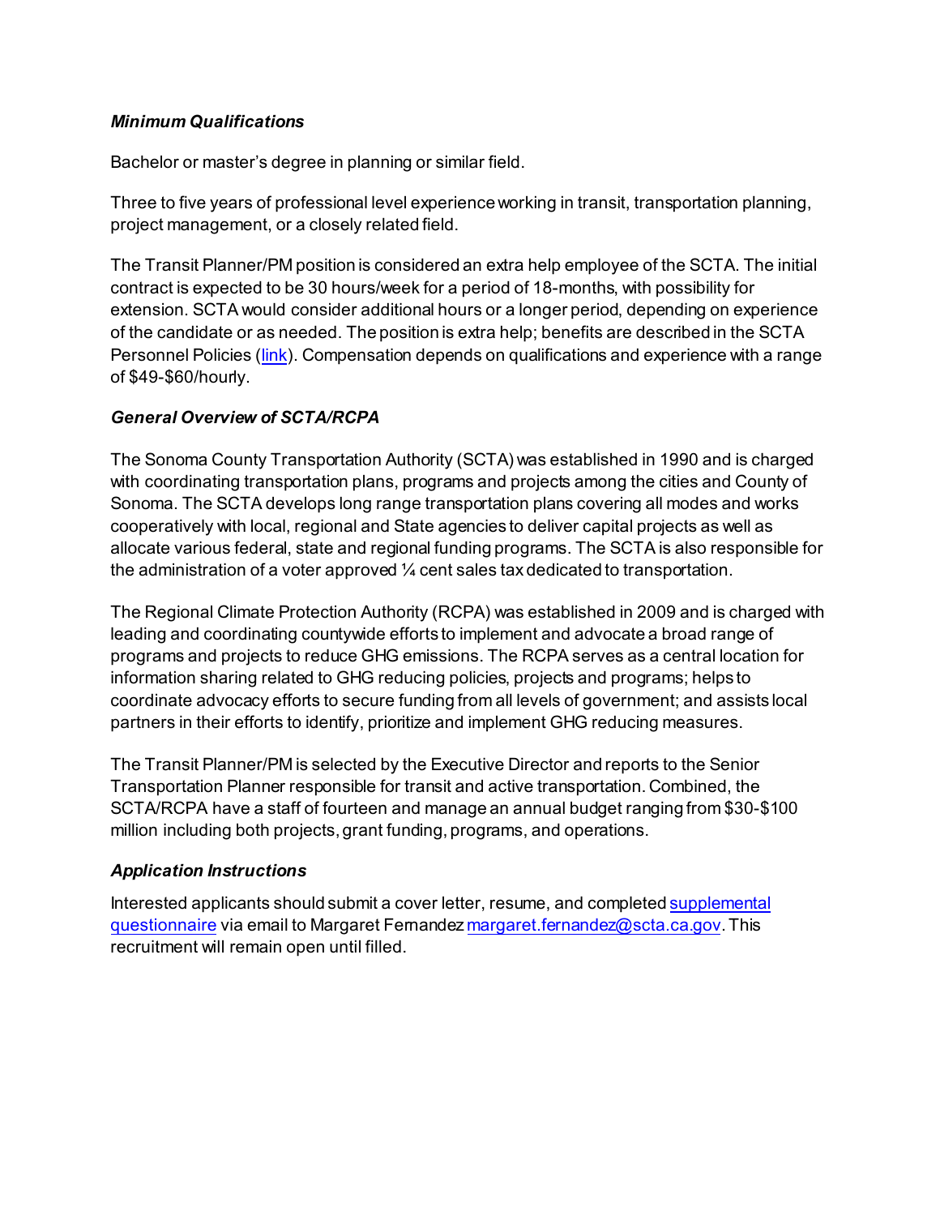### *Minimum Qualifications*

Bachelor or master's degree in planning or similar field.

Three to five years of professional level experience working in transit, transportation planning, project management, or a closely related field.

The Transit Planner/PM position is considered an extra help employee of the SCTA. The initial contract is expected to be 30 hours/week for a period of 18-months, with possibility for extension. SCTA would consider additional hours or a longer period, depending on experience of the candidate or as needed. The position is extra help; benefits are described in the SCTA Personnel Policies (link). Compensation depends on qualifications and experience with a range of $49-$60/hourly.

### *General Overview of SCTA/RCPA*

The Sonoma County Transportation Authority (SCTA) was established in 1990 and is charged with coordinating transportation plans, programs and projects among the cities and County of Sonoma. The SCTA develops long range transportation plans covering all modes and works cooperatively with local, regional and State agencies to deliver capital projects as well as allocate various federal, state and regional funding programs. The SCTA is also responsible for the administration of a voter approved ¼ cent sales tax dedicated to transportation.

The Regional Climate Protection Authority (RCPA) was established in 2009 and is charged with leading and coordinating countywide efforts to implement and advocate a broad range of programs and projects to reduce GHG emissions. The RCPA serves as a central location for information sharing related to GHG reducing policies, projects and programs; helps to coordinate advocacy efforts to secure funding from all levels of government; and assists local partners in their efforts to identify, prioritize and implement GHG reducing measures.

The Transit Planner/PM is selected by the Executive Director and reports to the Senior Transportation Planner responsible for transit and active transportation. Combined, the SCTA/RCPA have a staff of fourteen and manage an annual budget ranging from $30-$100 million including both projects, grant funding, programs, and operations.

### *Application Instructions*

Interested applicants should submit a cover letter, resume, and completed supplemental questionnaire via email to Margaret Fernandez margaret.fernandez@scta.ca.gov. This recruitment will remain open until filled.